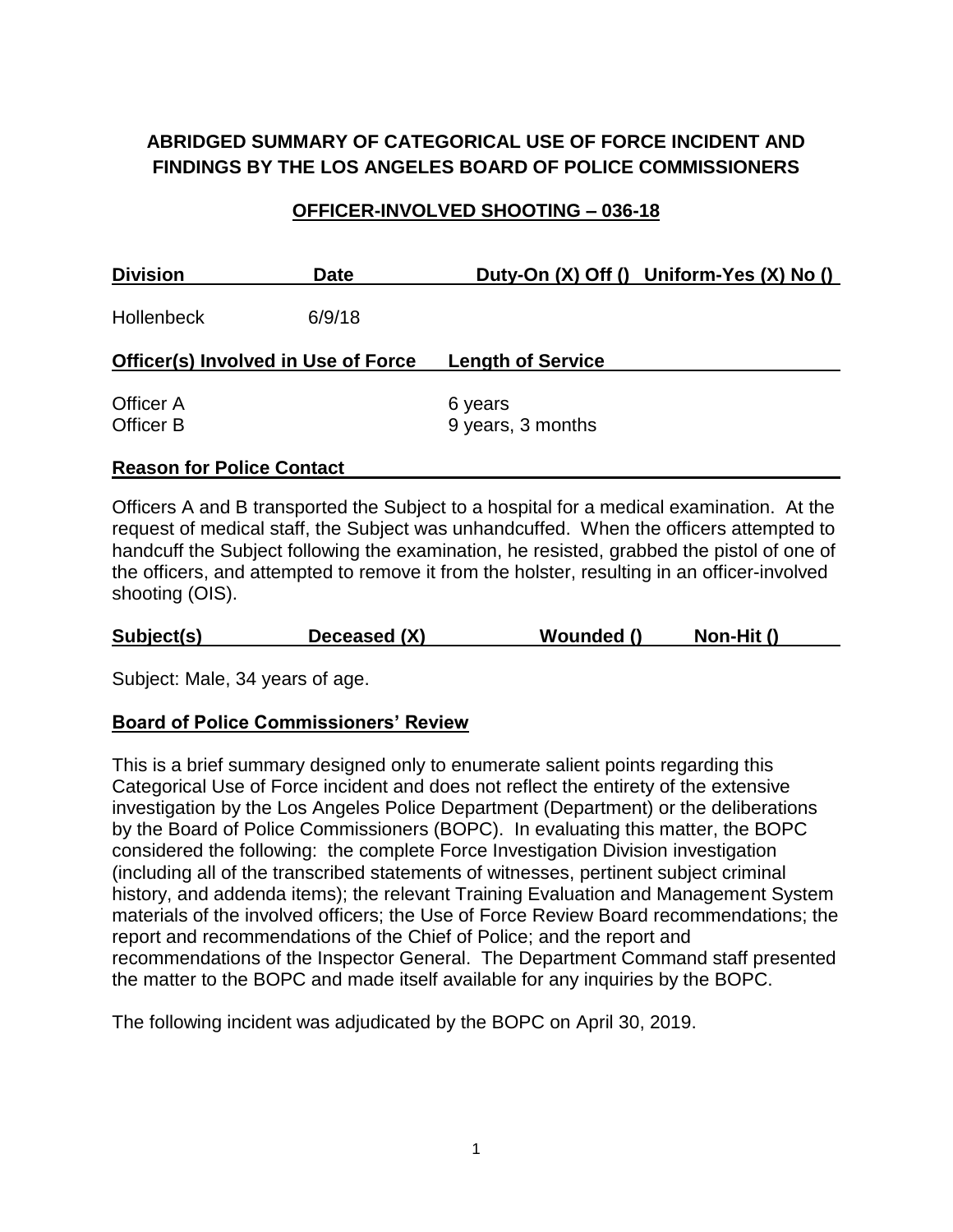# ABRIDGED SUMMARY OF CATEGORICAL USE OF FORCE INCIDENT AND FINDINGS BY THE LOS ANGELES BOARD OF POLICE COMMISSIONERS

## OFFICER-INVOLVED SHOOTING – 036-18

| Division | Date | Duty-On (X) Off () | Uniform-Yes (X) No () |
|---|---|---|---|
| Hollenbeck | 6/9/18 | | |

| Officer(s) Involved in Use of Force | Length of Service |
|---|---|
| Officer A | 6 years |
| Officer B | 9 years, 3 months |

**Reason for Police Contact**

Officers A and B transported the Subject to a hospital for a medical examination. At the request of medical staff, the Subject was unhandcuffed. When the officers attempted to handcuff the Subject following the examination, he resisted, grabbed the pistol of one of the officers, and attempted to remove it from the holster, resulting in an officer-involved shooting (OIS).

| Subject(s) | Deceased (X) | Wounded () | Non-Hit () |
|---|---|---|---|

Subject: Male, 34 years of age.

**Board of Police Commissioners' Review**

This is a brief summary designed only to enumerate salient points regarding this Categorical Use of Force incident and does not reflect the entirety of the extensive investigation by the Los Angeles Police Department (Department) or the deliberations by the Board of Police Commissioners (BOPC). In evaluating this matter, the BOPC considered the following: the complete Force Investigation Division investigation (including all of the transcribed statements of witnesses, pertinent subject criminal history, and addenda items); the relevant Training Evaluation and Management System materials of the involved officers; the Use of Force Review Board recommendations; the report and recommendations of the Chief of Police; and the report and recommendations of the Inspector General. The Department Command staff presented the matter to the BOPC and made itself available for any inquiries by the BOPC.

The following incident was adjudicated by the BOPC on April 30, 2019.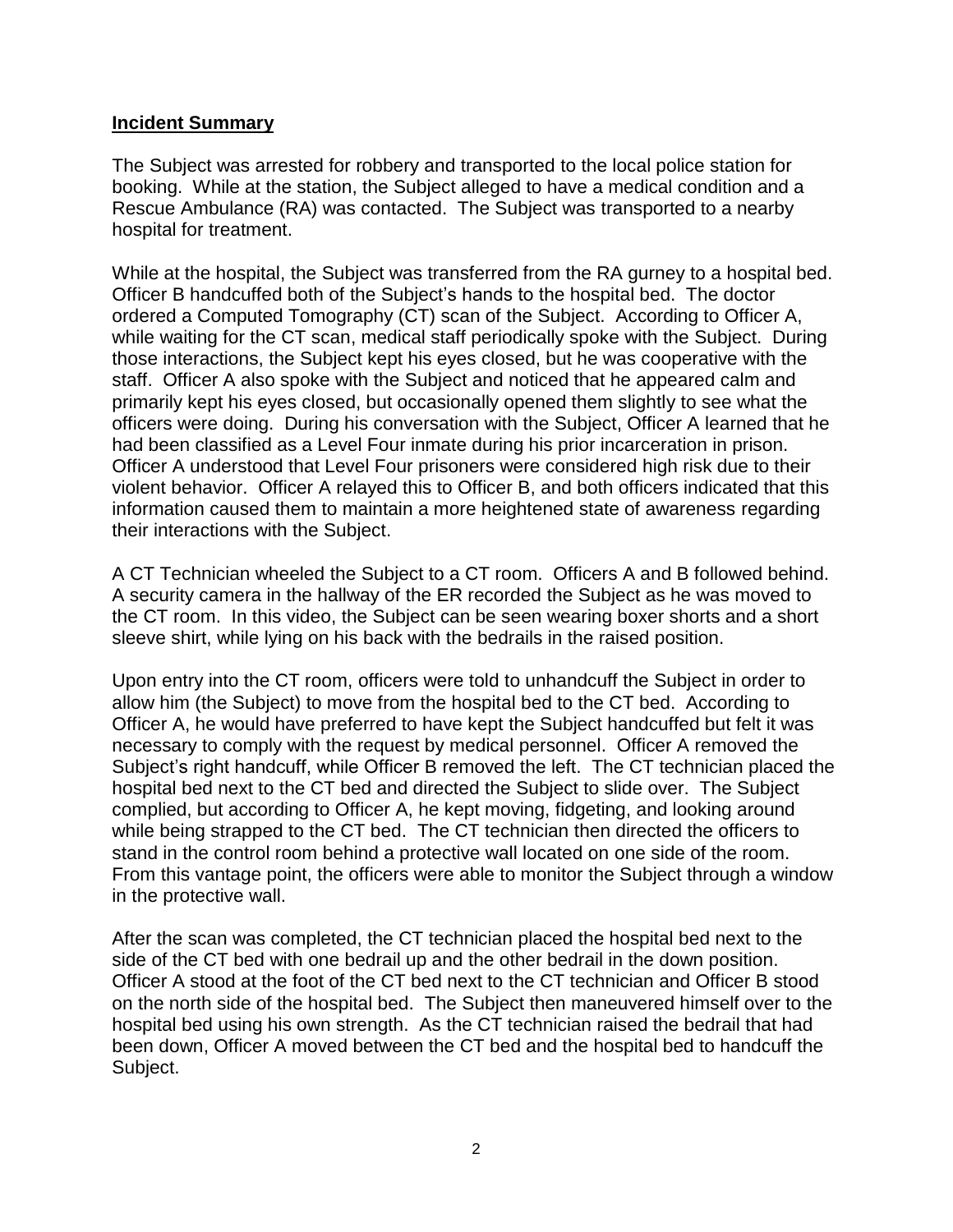**Incident Summary**

The Subject was arrested for robbery and transported to the local police station for booking. While at the station, the Subject alleged to have a medical condition and a Rescue Ambulance (RA) was contacted. The Subject was transported to a nearby hospital for treatment.

While at the hospital, the Subject was transferred from the RA gurney to a hospital bed. Officer B handcuffed both of the Subject's hands to the hospital bed. The doctor ordered a Computed Tomography (CT) scan of the Subject. According to Officer A, while waiting for the CT scan, medical staff periodically spoke with the Subject. During those interactions, the Subject kept his eyes closed, but he was cooperative with the staff. Officer A also spoke with the Subject and noticed that he appeared calm and primarily kept his eyes closed, but occasionally opened them slightly to see what the officers were doing. During his conversation with the Subject, Officer A learned that he had been classified as a Level Four inmate during his prior incarceration in prison. Officer A understood that Level Four prisoners were considered high risk due to their violent behavior. Officer A relayed this to Officer B, and both officers indicated that this information caused them to maintain a more heightened state of awareness regarding their interactions with the Subject.

A CT Technician wheeled the Subject to a CT room. Officers A and B followed behind. A security camera in the hallway of the ER recorded the Subject as he was moved to the CT room. In this video, the Subject can be seen wearing boxer shorts and a short sleeve shirt, while lying on his back with the bedrails in the raised position.

Upon entry into the CT room, officers were told to unhandcuff the Subject in order to allow him (the Subject) to move from the hospital bed to the CT bed. According to Officer A, he would have preferred to have kept the Subject handcuffed but felt it was necessary to comply with the request by medical personnel. Officer A removed the Subject's right handcuff, while Officer B removed the left. The CT technician placed the hospital bed next to the CT bed and directed the Subject to slide over. The Subject complied, but according to Officer A, he kept moving, fidgeting, and looking around while being strapped to the CT bed. The CT technician then directed the officers to stand in the control room behind a protective wall located on one side of the room. From this vantage point, the officers were able to monitor the Subject through a window in the protective wall.

After the scan was completed, the CT technician placed the hospital bed next to the side of the CT bed with one bedrail up and the other bedrail in the down position. Officer A stood at the foot of the CT bed next to the CT technician and Officer B stood on the north side of the hospital bed. The Subject then maneuvered himself over to the hospital bed using his own strength. As the CT technician raised the bedrail that had been down, Officer A moved between the CT bed and the hospital bed to handcuff the Subject.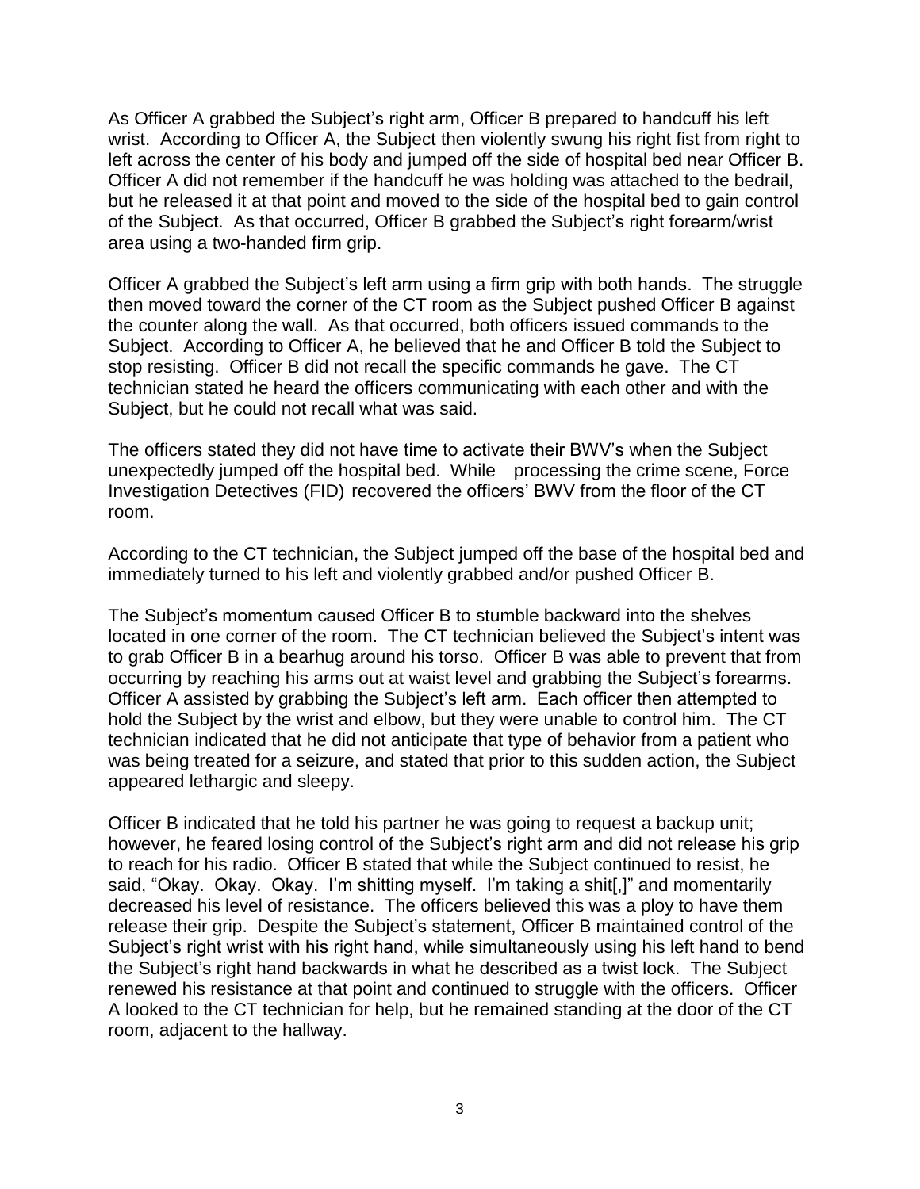As Officer A grabbed the Subject's right arm, Officer B prepared to handcuff his left wrist. According to Officer A, the Subject then violently swung his right fist from right to left across the center of his body and jumped off the side of hospital bed near Officer B. Officer A did not remember if the handcuff he was holding was attached to the bedrail, but he released it at that point and moved to the side of the hospital bed to gain control of the Subject. As that occurred, Officer B grabbed the Subject's right forearm/wrist area using a two-handed firm grip.

Officer A grabbed the Subject's left arm using a firm grip with both hands. The struggle then moved toward the corner of the CT room as the Subject pushed Officer B against the counter along the wall. As that occurred, both officers issued commands to the Subject. According to Officer A, he believed that he and Officer B told the Subject to stop resisting. Officer B did not recall the specific commands he gave. The CT technician stated he heard the officers communicating with each other and with the Subject, but he could not recall what was said.

The officers stated they did not have time to activate their BWV's when the Subject unexpectedly jumped off the hospital bed. While processing the crime scene, Force Investigation Detectives (FID) recovered the officers' BWV from the floor of the CT room.

According to the CT technician, the Subject jumped off the base of the hospital bed and immediately turned to his left and violently grabbed and/or pushed Officer B.

The Subject's momentum caused Officer B to stumble backward into the shelves located in one corner of the room. The CT technician believed the Subject's intent was to grab Officer B in a bearhug around his torso. Officer B was able to prevent that from occurring by reaching his arms out at waist level and grabbing the Subject's forearms. Officer A assisted by grabbing the Subject's left arm. Each officer then attempted to hold the Subject by the wrist and elbow, but they were unable to control him. The CT technician indicated that he did not anticipate that type of behavior from a patient who was being treated for a seizure, and stated that prior to this sudden action, the Subject appeared lethargic and sleepy.

Officer B indicated that he told his partner he was going to request a backup unit; however, he feared losing control of the Subject's right arm and did not release his grip to reach for his radio. Officer B stated that while the Subject continued to resist, he said, "Okay. Okay. Okay. I'm shitting myself. I'm taking a shit[,]" and momentarily decreased his level of resistance. The officers believed this was a ploy to have them release their grip. Despite the Subject's statement, Officer B maintained control of the Subject's right wrist with his right hand, while simultaneously using his left hand to bend the Subject's right hand backwards in what he described as a twist lock. The Subject renewed his resistance at that point and continued to struggle with the officers. Officer A looked to the CT technician for help, but he remained standing at the door of the CT room, adjacent to the hallway.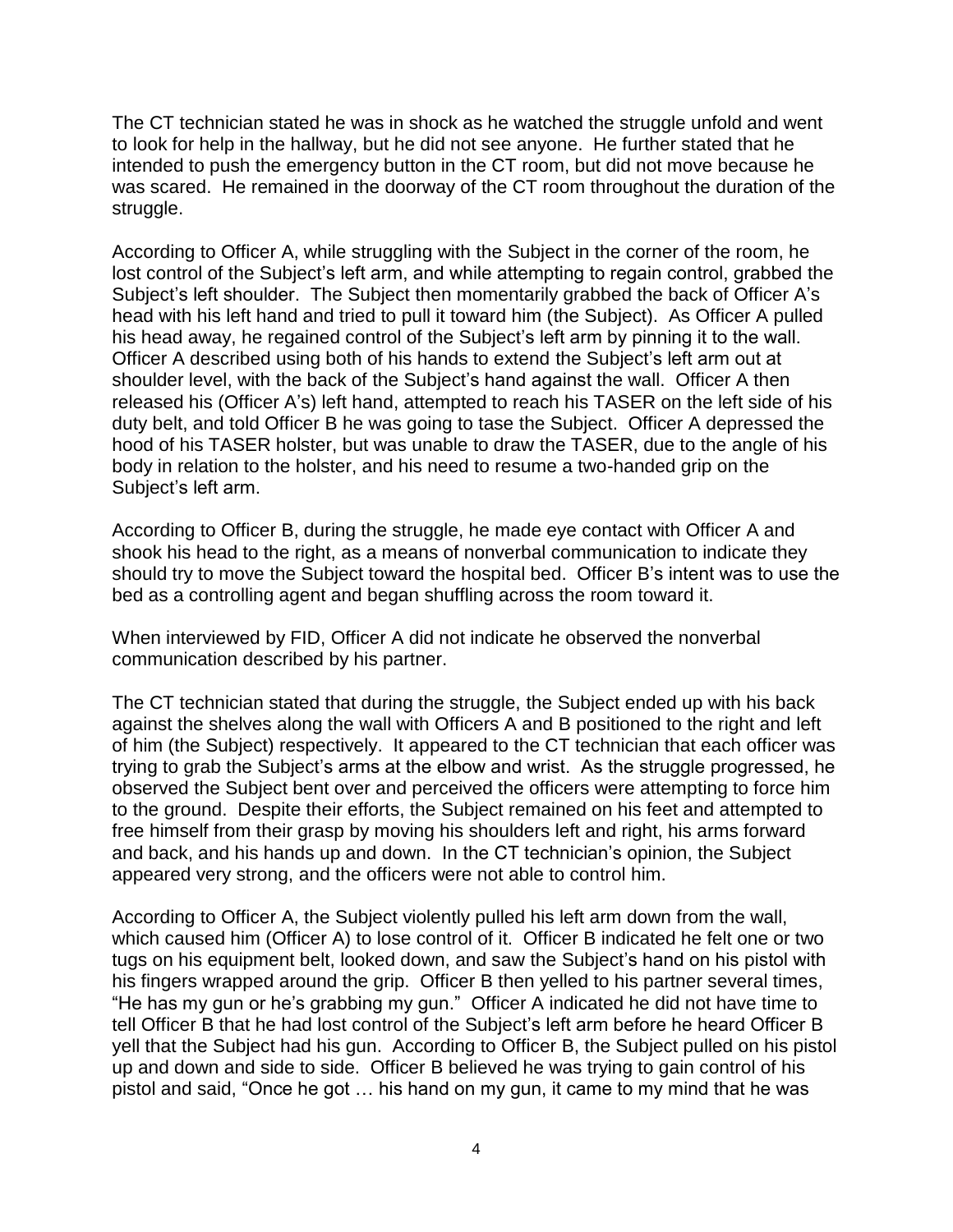The CT technician stated he was in shock as he watched the struggle unfold and went to look for help in the hallway, but he did not see anyone. He further stated that he intended to push the emergency button in the CT room, but did not move because he was scared. He remained in the doorway of the CT room throughout the duration of the struggle.

According to Officer A, while struggling with the Subject in the corner of the room, he lost control of the Subject's left arm, and while attempting to regain control, grabbed the Subject's left shoulder. The Subject then momentarily grabbed the back of Officer A's head with his left hand and tried to pull it toward him (the Subject). As Officer A pulled his head away, he regained control of the Subject's left arm by pinning it to the wall. Officer A described using both of his hands to extend the Subject's left arm out at shoulder level, with the back of the Subject's hand against the wall. Officer A then released his (Officer A's) left hand, attempted to reach his TASER on the left side of his duty belt, and told Officer B he was going to tase the Subject. Officer A depressed the hood of his TASER holster, but was unable to draw the TASER, due to the angle of his body in relation to the holster, and his need to resume a two-handed grip on the Subject's left arm.

According to Officer B, during the struggle, he made eye contact with Officer A and shook his head to the right, as a means of nonverbal communication to indicate they should try to move the Subject toward the hospital bed. Officer B's intent was to use the bed as a controlling agent and began shuffling across the room toward it.

When interviewed by FID, Officer A did not indicate he observed the nonverbal communication described by his partner.

The CT technician stated that during the struggle, the Subject ended up with his back against the shelves along the wall with Officers A and B positioned to the right and left of him (the Subject) respectively. It appeared to the CT technician that each officer was trying to grab the Subject's arms at the elbow and wrist. As the struggle progressed, he observed the Subject bent over and perceived the officers were attempting to force him to the ground. Despite their efforts, the Subject remained on his feet and attempted to free himself from their grasp by moving his shoulders left and right, his arms forward and back, and his hands up and down. In the CT technician's opinion, the Subject appeared very strong, and the officers were not able to control him.

According to Officer A, the Subject violently pulled his left arm down from the wall, which caused him (Officer A) to lose control of it. Officer B indicated he felt one or two tugs on his equipment belt, looked down, and saw the Subject's hand on his pistol with his fingers wrapped around the grip. Officer B then yelled to his partner several times, "He has my gun or he's grabbing my gun." Officer A indicated he did not have time to tell Officer B that he had lost control of the Subject's left arm before he heard Officer B yell that the Subject had his gun. According to Officer B, the Subject pulled on his pistol up and down and side to side. Officer B believed he was trying to gain control of his pistol and said, "Once he got … his hand on my gun, it came to my mind that he was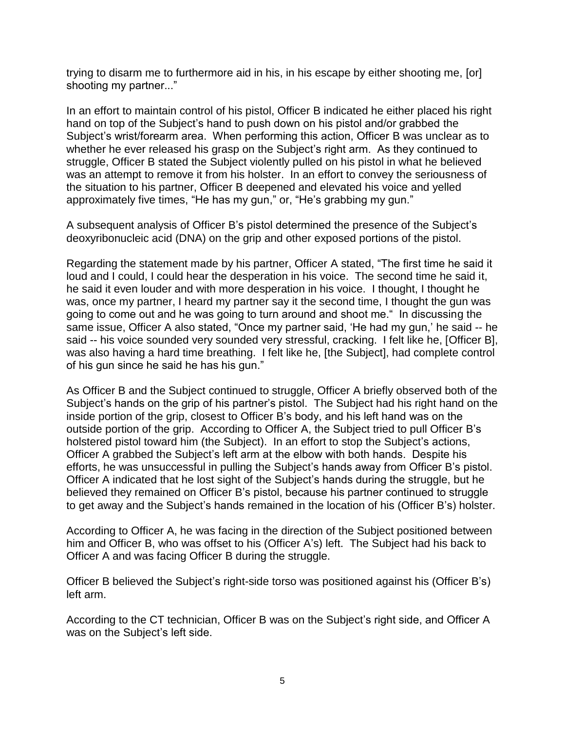trying to disarm me to furthermore aid in his, in his escape by either shooting me, [or] shooting my partner..."

In an effort to maintain control of his pistol, Officer B indicated he either placed his right hand on top of the Subject's hand to push down on his pistol and/or grabbed the Subject's wrist/forearm area. When performing this action, Officer B was unclear as to whether he ever released his grasp on the Subject's right arm. As they continued to struggle, Officer B stated the Subject violently pulled on his pistol in what he believed was an attempt to remove it from his holster. In an effort to convey the seriousness of the situation to his partner, Officer B deepened and elevated his voice and yelled approximately five times, "He has my gun," or, "He's grabbing my gun."

A subsequent analysis of Officer B's pistol determined the presence of the Subject's deoxyribonucleic acid (DNA) on the grip and other exposed portions of the pistol.

Regarding the statement made by his partner, Officer A stated, "The first time he said it loud and I could, I could hear the desperation in his voice. The second time he said it, he said it even louder and with more desperation in his voice. I thought, I thought he was, once my partner, I heard my partner say it the second time, I thought the gun was going to come out and he was going to turn around and shoot me." In discussing the same issue, Officer A also stated, "Once my partner said, 'He had my gun,' he said -- he said -- his voice sounded very sounded very stressful, cracking. I felt like he, [Officer B], was also having a hard time breathing. I felt like he, [the Subject], had complete control of his gun since he said he has his gun."

As Officer B and the Subject continued to struggle, Officer A briefly observed both of the Subject's hands on the grip of his partner's pistol. The Subject had his right hand on the inside portion of the grip, closest to Officer B's body, and his left hand was on the outside portion of the grip. According to Officer A, the Subject tried to pull Officer B's holstered pistol toward him (the Subject). In an effort to stop the Subject's actions, Officer A grabbed the Subject's left arm at the elbow with both hands. Despite his efforts, he was unsuccessful in pulling the Subject's hands away from Officer B's pistol. Officer A indicated that he lost sight of the Subject's hands during the struggle, but he believed they remained on Officer B's pistol, because his partner continued to struggle to get away and the Subject's hands remained in the location of his (Officer B's) holster.

According to Officer A, he was facing in the direction of the Subject positioned between him and Officer B, who was offset to his (Officer A's) left. The Subject had his back to Officer A and was facing Officer B during the struggle.

Officer B believed the Subject's right-side torso was positioned against his (Officer B's) left arm.

According to the CT technician, Officer B was on the Subject's right side, and Officer A was on the Subject's left side.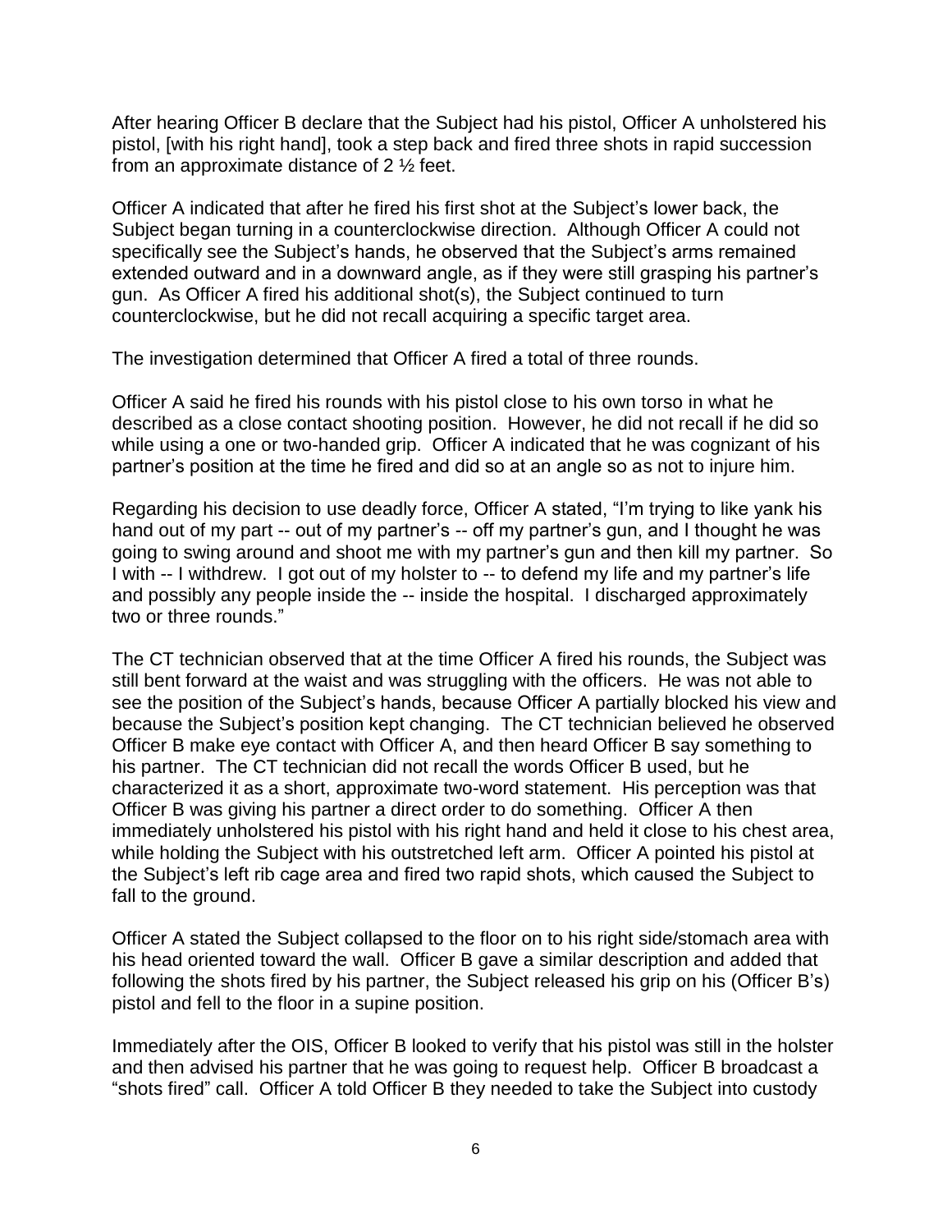After hearing Officer B declare that the Subject had his pistol, Officer A unholstered his pistol, [with his right hand], took a step back and fired three shots in rapid succession from an approximate distance of 2 ½ feet.

Officer A indicated that after he fired his first shot at the Subject's lower back, the Subject began turning in a counterclockwise direction. Although Officer A could not specifically see the Subject's hands, he observed that the Subject's arms remained extended outward and in a downward angle, as if they were still grasping his partner's gun. As Officer A fired his additional shot(s), the Subject continued to turn counterclockwise, but he did not recall acquiring a specific target area.

The investigation determined that Officer A fired a total of three rounds.

Officer A said he fired his rounds with his pistol close to his own torso in what he described as a close contact shooting position. However, he did not recall if he did so while using a one or two-handed grip. Officer A indicated that he was cognizant of his partner's position at the time he fired and did so at an angle so as not to injure him.

Regarding his decision to use deadly force, Officer A stated, "I'm trying to like yank his hand out of my part -- out of my partner's -- off my partner's gun, and I thought he was going to swing around and shoot me with my partner's gun and then kill my partner. So I with -- I withdrew. I got out of my holster to -- to defend my life and my partner's life and possibly any people inside the -- inside the hospital. I discharged approximately two or three rounds."

The CT technician observed that at the time Officer A fired his rounds, the Subject was still bent forward at the waist and was struggling with the officers. He was not able to see the position of the Subject's hands, because Officer A partially blocked his view and because the Subject's position kept changing. The CT technician believed he observed Officer B make eye contact with Officer A, and then heard Officer B say something to his partner. The CT technician did not recall the words Officer B used, but he characterized it as a short, approximate two-word statement. His perception was that Officer B was giving his partner a direct order to do something. Officer A then immediately unholstered his pistol with his right hand and held it close to his chest area, while holding the Subject with his outstretched left arm. Officer A pointed his pistol at the Subject's left rib cage area and fired two rapid shots, which caused the Subject to fall to the ground.

Officer A stated the Subject collapsed to the floor on to his right side/stomach area with his head oriented toward the wall. Officer B gave a similar description and added that following the shots fired by his partner, the Subject released his grip on his (Officer B's) pistol and fell to the floor in a supine position.

Immediately after the OIS, Officer B looked to verify that his pistol was still in the holster and then advised his partner that he was going to request help. Officer B broadcast a "shots fired" call. Officer A told Officer B they needed to take the Subject into custody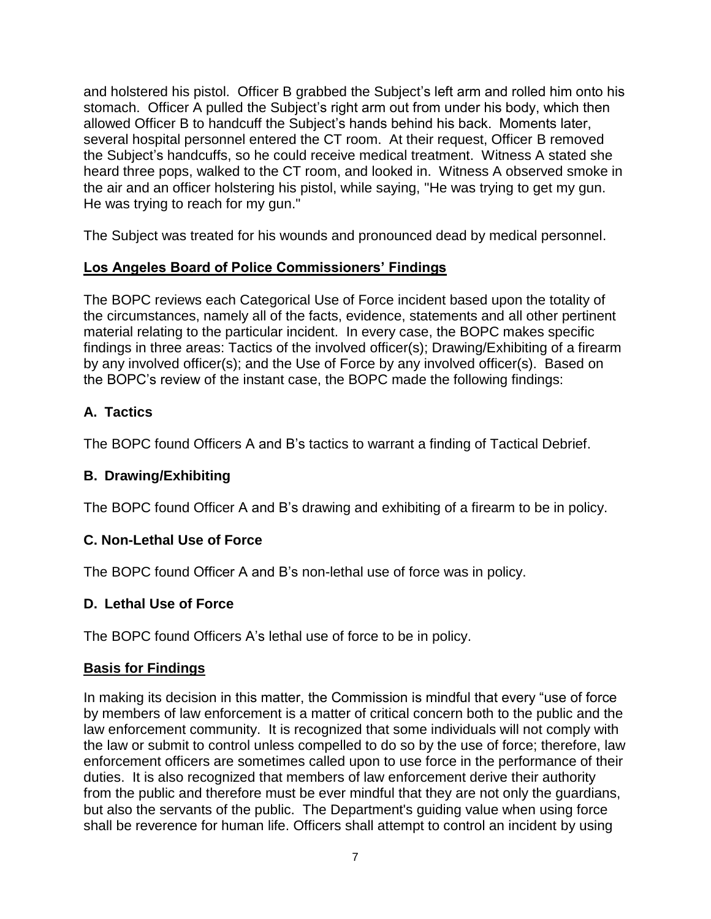and holstered his pistol. Officer B grabbed the Subject's left arm and rolled him onto his stomach. Officer A pulled the Subject's right arm out from under his body, which then allowed Officer B to handcuff the Subject's hands behind his back. Moments later, several hospital personnel entered the CT room. At their request, Officer B removed the Subject's handcuffs, so he could receive medical treatment. Witness A stated she heard three pops, walked to the CT room, and looked in. Witness A observed smoke in the air and an officer holstering his pistol, while saying, "He was trying to get my gun. He was trying to reach for my gun."

The Subject was treated for his wounds and pronounced dead by medical personnel.

## Los Angeles Board of Police Commissioners' Findings

The BOPC reviews each Categorical Use of Force incident based upon the totality of the circumstances, namely all of the facts, evidence, statements and all other pertinent material relating to the particular incident. In every case, the BOPC makes specific findings in three areas: Tactics of the involved officer(s); Drawing/Exhibiting of a firearm by any involved officer(s); and the Use of Force by any involved officer(s). Based on the BOPC's review of the instant case, the BOPC made the following findings:

### A. Tactics

The BOPC found Officers A and B's tactics to warrant a finding of Tactical Debrief.

### B. Drawing/Exhibiting

The BOPC found Officer A and B's drawing and exhibiting of a firearm to be in policy.

### C. Non-Lethal Use of Force

The BOPC found Officer A and B's non-lethal use of force was in policy.

### D. Lethal Use of Force

The BOPC found Officers A's lethal use of force to be in policy.

## Basis for Findings

In making its decision in this matter, the Commission is mindful that every "use of force by members of law enforcement is a matter of critical concern both to the public and the law enforcement community. It is recognized that some individuals will not comply with the law or submit to control unless compelled to do so by the use of force; therefore, law enforcement officers are sometimes called upon to use force in the performance of their duties. It is also recognized that members of law enforcement derive their authority from the public and therefore must be ever mindful that they are not only the guardians, but also the servants of the public. The Department's guiding value when using force shall be reverence for human life. Officers shall attempt to control an incident by using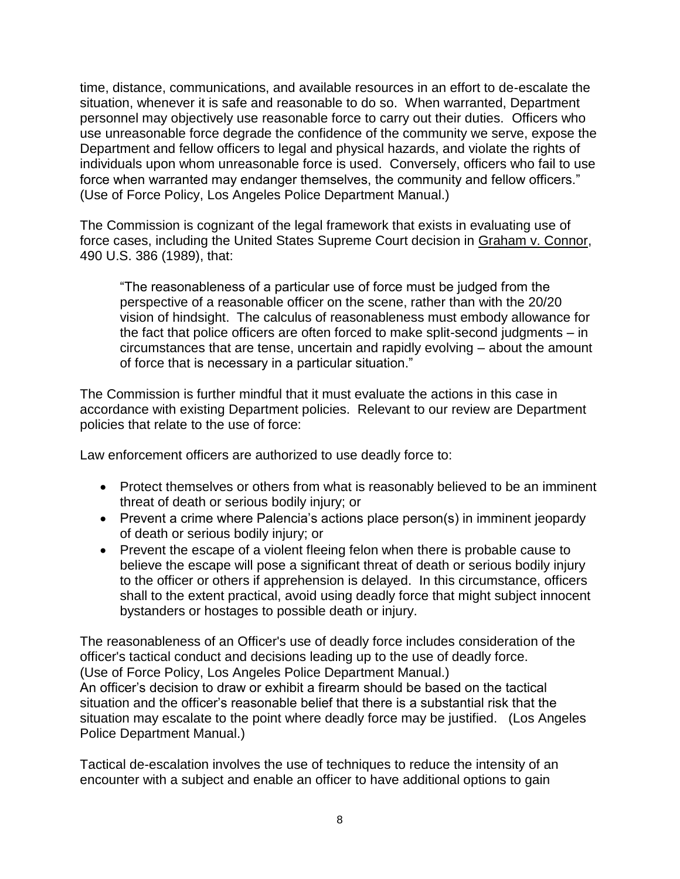time, distance, communications, and available resources in an effort to de-escalate the situation, whenever it is safe and reasonable to do so. When warranted, Department personnel may objectively use reasonable force to carry out their duties. Officers who use unreasonable force degrade the confidence of the community we serve, expose the Department and fellow officers to legal and physical hazards, and violate the rights of individuals upon whom unreasonable force is used. Conversely, officers who fail to use force when warranted may endanger themselves, the community and fellow officers." (Use of Force Policy, Los Angeles Police Department Manual.)

The Commission is cognizant of the legal framework that exists in evaluating use of force cases, including the United States Supreme Court decision in Graham v. Connor, 490 U.S. 386 (1989), that:

> "The reasonableness of a particular use of force must be judged from the perspective of a reasonable officer on the scene, rather than with the 20/20 vision of hindsight. The calculus of reasonableness must embody allowance for the fact that police officers are often forced to make split-second judgments – in circumstances that are tense, uncertain and rapidly evolving – about the amount of force that is necessary in a particular situation."

The Commission is further mindful that it must evaluate the actions in this case in accordance with existing Department policies. Relevant to our review are Department policies that relate to the use of force:

Law enforcement officers are authorized to use deadly force to:

- Protect themselves or others from what is reasonably believed to be an imminent threat of death or serious bodily injury; or
- Prevent a crime where Palencia's actions place person(s) in imminent jeopardy of death or serious bodily injury; or
- Prevent the escape of a violent fleeing felon when there is probable cause to believe the escape will pose a significant threat of death or serious bodily injury to the officer or others if apprehension is delayed. In this circumstance, officers shall to the extent practical, avoid using deadly force that might subject innocent bystanders or hostages to possible death or injury.

The reasonableness of an Officer's use of deadly force includes consideration of the officer's tactical conduct and decisions leading up to the use of deadly force. (Use of Force Policy, Los Angeles Police Department Manual.)
An officer's decision to draw or exhibit a firearm should be based on the tactical situation and the officer's reasonable belief that there is a substantial risk that the situation may escalate to the point where deadly force may be justified. (Los Angeles Police Department Manual.)

Tactical de-escalation involves the use of techniques to reduce the intensity of an encounter with a subject and enable an officer to have additional options to gain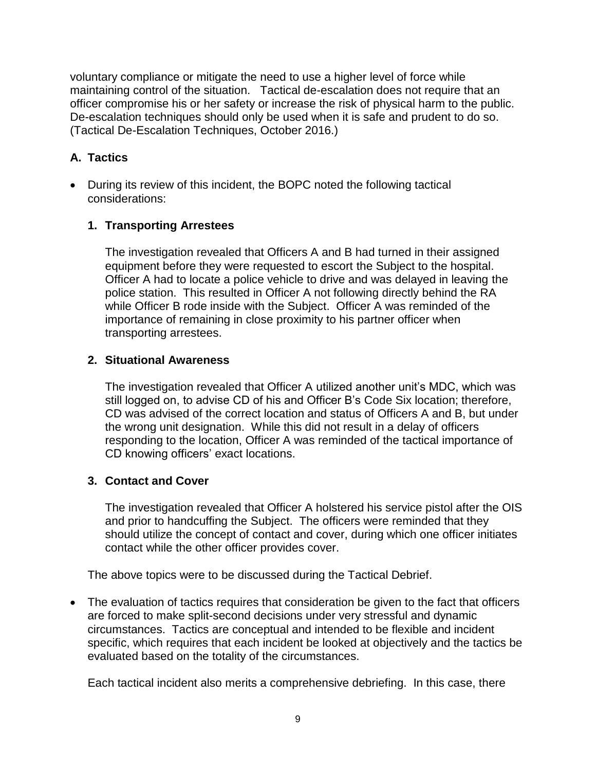voluntary compliance or mitigate the need to use a higher level of force while maintaining control of the situation. Tactical de-escalation does not require that an officer compromise his or her safety or increase the risk of physical harm to the public. De-escalation techniques should only be used when it is safe and prudent to do so. (Tactical De-Escalation Techniques, October 2016.)

## A. Tactics

- During its review of this incident, the BOPC noted the following tactical considerations:

### 1. Transporting Arrestees

The investigation revealed that Officers A and B had turned in their assigned equipment before they were requested to escort the Subject to the hospital. Officer A had to locate a police vehicle to drive and was delayed in leaving the police station. This resulted in Officer A not following directly behind the RA while Officer B rode inside with the Subject. Officer A was reminded of the importance of remaining in close proximity to his partner officer when transporting arrestees.

### 2. Situational Awareness

The investigation revealed that Officer A utilized another unit's MDC, which was still logged on, to advise CD of his and Officer B's Code Six location; therefore, CD was advised of the correct location and status of Officers A and B, but under the wrong unit designation. While this did not result in a delay of officers responding to the location, Officer A was reminded of the tactical importance of CD knowing officers' exact locations.

### 3. Contact and Cover

The investigation revealed that Officer A holstered his service pistol after the OIS and prior to handcuffing the Subject. The officers were reminded that they should utilize the concept of contact and cover, during which one officer initiates contact while the other officer provides cover.

The above topics were to be discussed during the Tactical Debrief.

- The evaluation of tactics requires that consideration be given to the fact that officers are forced to make split-second decisions under very stressful and dynamic circumstances. Tactics are conceptual and intended to be flexible and incident specific, which requires that each incident be looked at objectively and the tactics be evaluated based on the totality of the circumstances.

  Each tactical incident also merits a comprehensive debriefing. In this case, there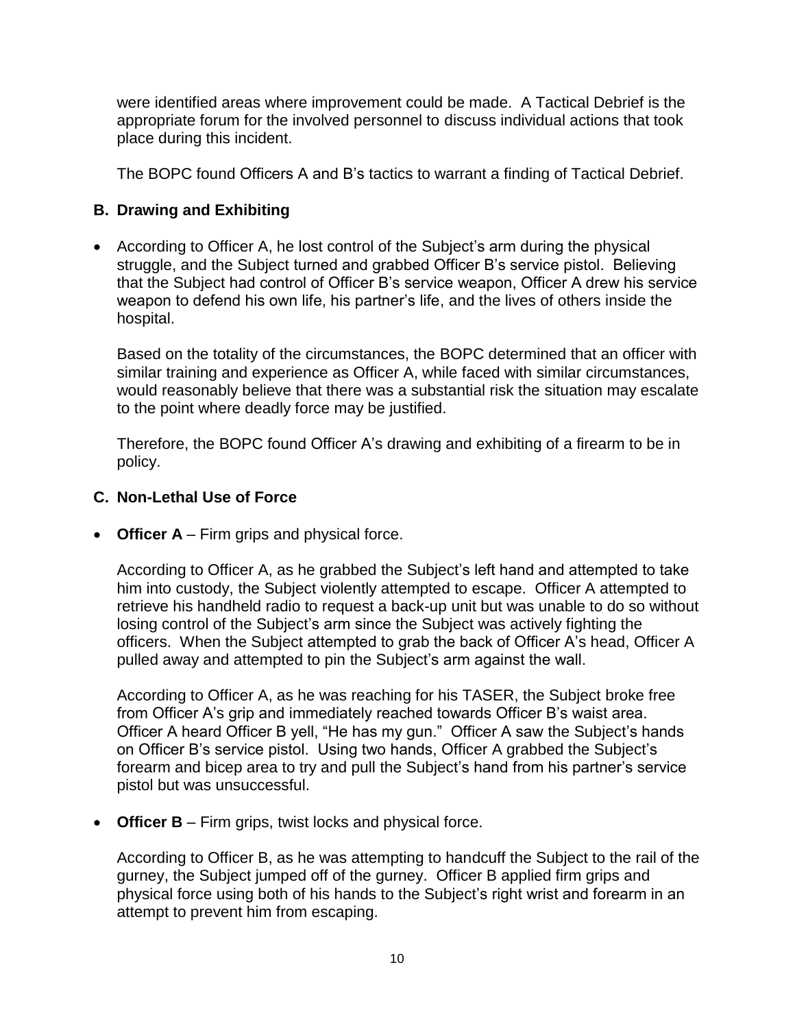were identified areas where improvement could be made. A Tactical Debrief is the appropriate forum for the involved personnel to discuss individual actions that took place during this incident.

The BOPC found Officers A and B's tactics to warrant a finding of Tactical Debrief.

### B. Drawing and Exhibiting

- According to Officer A, he lost control of the Subject's arm during the physical struggle, and the Subject turned and grabbed Officer B's service pistol. Believing that the Subject had control of Officer B's service weapon, Officer A drew his service weapon to defend his own life, his partner's life, and the lives of others inside the hospital.

  Based on the totality of the circumstances, the BOPC determined that an officer with similar training and experience as Officer A, while faced with similar circumstances, would reasonably believe that there was a substantial risk the situation may escalate to the point where deadly force may be justified.

  Therefore, the BOPC found Officer A's drawing and exhibiting of a firearm to be in policy.

### C. Non-Lethal Use of Force

- **Officer A** – Firm grips and physical force.

  According to Officer A, as he grabbed the Subject's left hand and attempted to take him into custody, the Subject violently attempted to escape. Officer A attempted to retrieve his handheld radio to request a back-up unit but was unable to do so without losing control of the Subject's arm since the Subject was actively fighting the officers. When the Subject attempted to grab the back of Officer A's head, Officer A pulled away and attempted to pin the Subject's arm against the wall.

  According to Officer A, as he was reaching for his TASER, the Subject broke free from Officer A's grip and immediately reached towards Officer B's waist area. Officer A heard Officer B yell, "He has my gun." Officer A saw the Subject's hands on Officer B's service pistol. Using two hands, Officer A grabbed the Subject's forearm and bicep area to try and pull the Subject's hand from his partner's service pistol but was unsuccessful.

- **Officer B** – Firm grips, twist locks and physical force.

  According to Officer B, as he was attempting to handcuff the Subject to the rail of the gurney, the Subject jumped off of the gurney. Officer B applied firm grips and physical force using both of his hands to the Subject's right wrist and forearm in an attempt to prevent him from escaping.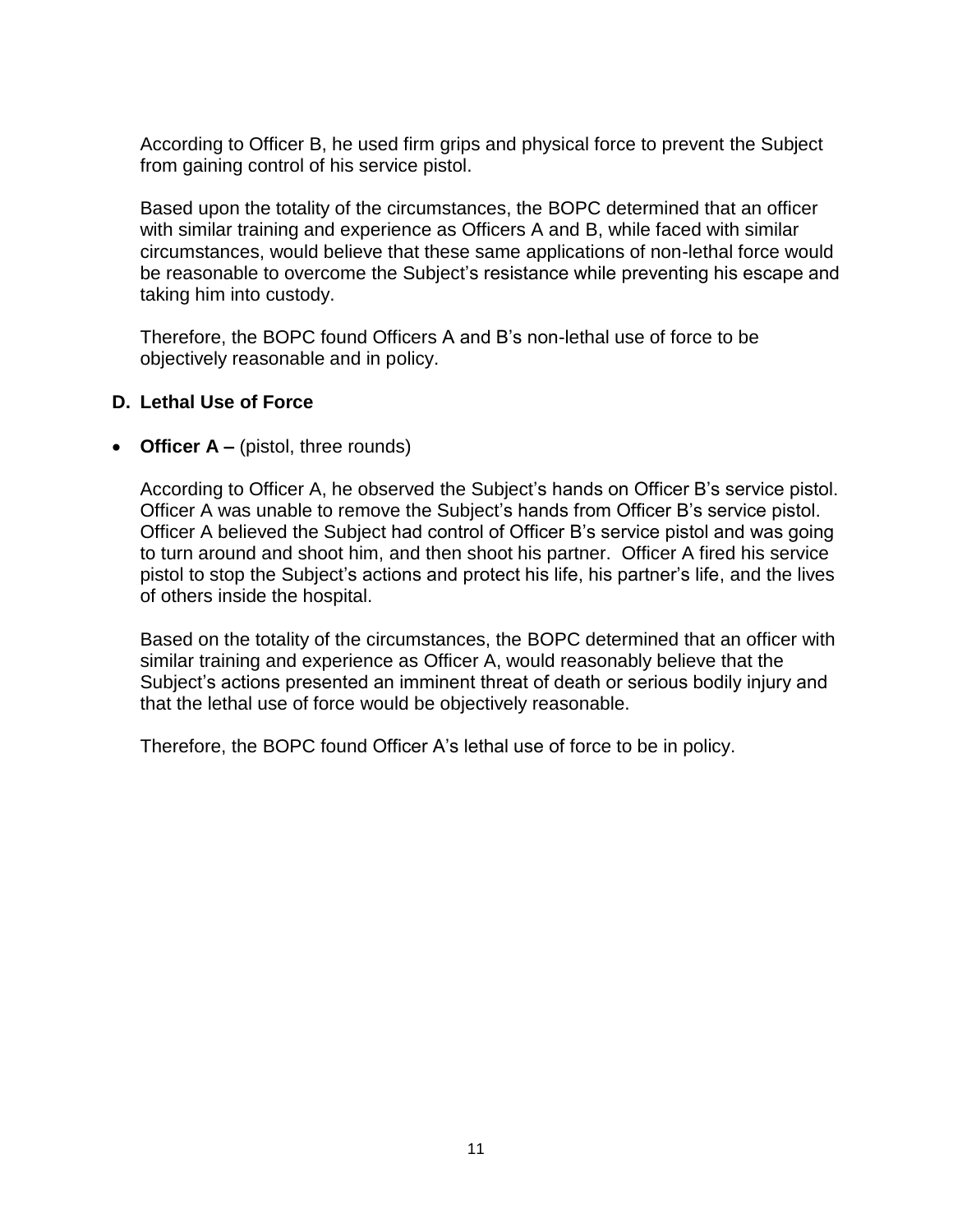According to Officer B, he used firm grips and physical force to prevent the Subject from gaining control of his service pistol.

Based upon the totality of the circumstances, the BOPC determined that an officer with similar training and experience as Officers A and B, while faced with similar circumstances, would believe that these same applications of non-lethal force would be reasonable to overcome the Subject's resistance while preventing his escape and taking him into custody.

Therefore, the BOPC found Officers A and B's non-lethal use of force to be objectively reasonable and in policy.

### D. Lethal Use of Force

- **Officer A –** (pistol, three rounds)

  According to Officer A, he observed the Subject's hands on Officer B's service pistol. Officer A was unable to remove the Subject's hands from Officer B's service pistol. Officer A believed the Subject had control of Officer B's service pistol and was going to turn around and shoot him, and then shoot his partner. Officer A fired his service pistol to stop the Subject's actions and protect his life, his partner's life, and the lives of others inside the hospital.

  Based on the totality of the circumstances, the BOPC determined that an officer with similar training and experience as Officer A, would reasonably believe that the Subject's actions presented an imminent threat of death or serious bodily injury and that the lethal use of force would be objectively reasonable.

  Therefore, the BOPC found Officer A's lethal use of force to be in policy.